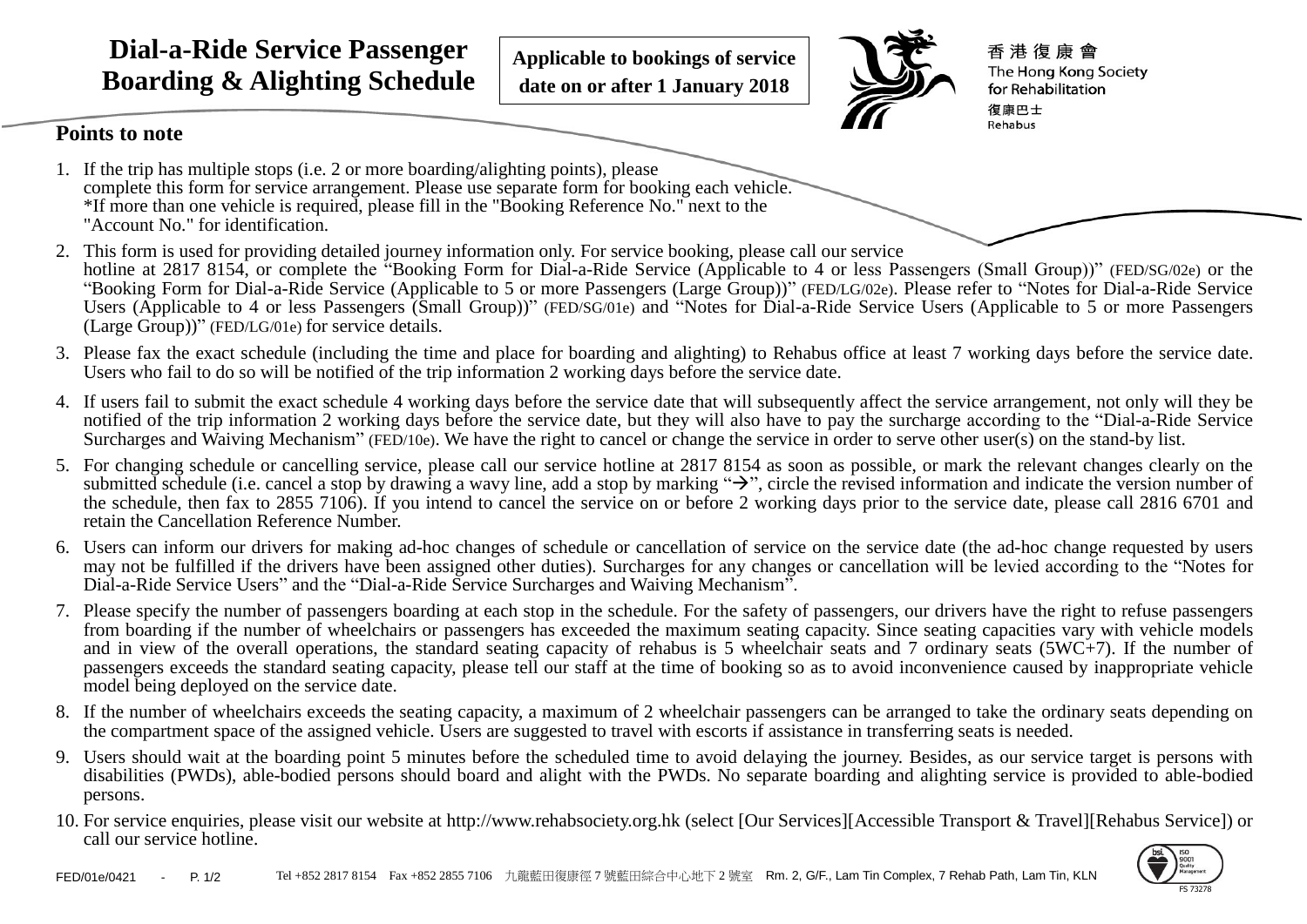# Dial-a-Ride Service Passenger Boarding & Alighting Schedule

**Applicable to bookings of service date on or after 1 January 2018**

香港復康會
The Hong Kong Society for Rehabilitation
復康巴士
Rehabus

## Points to note

1. If the trip has multiple stops (i.e. 2 or more boarding/alighting points), please complete this form for service arrangement. Please use separate form for booking each vehicle. *If more than one vehicle is required, please fill in the "Booking Reference No." next to the "Account No." for identification.
2. This form is used for providing detailed journey information only. For service booking, please call our service hotline at 2817 8154, or complete the "Booking Form for Dial-a-Ride Service (Applicable to 4 or less Passengers (Small Group))" (FED/SG/02e) or the "Booking Form for Dial-a-Ride Service (Applicable to 5 or more Passengers (Large Group))" (FED/LG/02e). Please refer to "Notes for Dial-a-Ride Service Users (Applicable to 4 or less Passengers (Small Group))" (FED/SG/01e) and "Notes for Dial-a-Ride Service Users (Applicable to 5 or more Passengers (Large Group))" (FED/LG/01e) for service details.
3. Please fax the exact schedule (including the time and place for boarding and alighting) to Rehabus office at least 7 working days before the service date. Users who fail to do so will be notified of the trip information 2 working days before the service date.
4. If users fail to submit the exact schedule 4 working days before the service date that will subsequently affect the service arrangement, not only will they be notified of the trip information 2 working days before the service date, but they will also have to pay the surcharge according to the "Dial-a-Ride Service Surcharges and Waiving Mechanism" (FED/10e). We have the right to cancel or change the service in order to serve other user(s) on the stand-by list.
5. For changing schedule or cancelling service, please call our service hotline at 2817 8154 as soon as possible, or mark the relevant changes clearly on the submitted schedule (i.e. cancel a stop by drawing a wavy line, add a stop by marking "→", circle the revised information and indicate the version number of the schedule, then fax to 2855 7106). If you intend to cancel the service on or before 2 working days prior to the service date, please call 2816 6701 and retain the Cancellation Reference Number.
6. Users can inform our drivers for making ad-hoc changes of schedule or cancellation of service on the service date (the ad-hoc change requested by users may not be fulfilled if the drivers have been assigned other duties). Surcharges for any changes or cancellation will be levied according to the "Notes for Dial-a-Ride Service Users" and the "Dial-a-Ride Service Surcharges and Waiving Mechanism".
7. Please specify the number of passengers boarding at each stop in the schedule. For the safety of passengers, our drivers have the right to refuse passengers from boarding if the number of wheelchairs or passengers has exceeded the maximum seating capacity. Since seating capacities vary with vehicle models and in view of the overall operations, the standard seating capacity of rehabus is 5 wheelchair seats and 7 ordinary seats (5WC+7). If the number of passengers exceeds the standard seating capacity, please tell our staff at the time of booking so as to avoid inconvenience caused by inappropriate vehicle model being deployed on the service date.
8. If the number of wheelchairs exceeds the seating capacity, a maximum of 2 wheelchair passengers can be arranged to take the ordinary seats depending on the compartment space of the assigned vehicle. Users are suggested to travel with escorts if assistance in transferring seats is needed.
9. Users should wait at the boarding point 5 minutes before the scheduled time to avoid delaying the journey. Besides, as our service target is persons with disabilities (PWDs), able-bodied persons should board and alight with the PWDs. No separate boarding and alighting service is provided to able-bodied persons.
10. For service enquiries, please visit our website at http://www.rehabsociety.org.hk (select [Our Services][Accessible Transport & Travel][Rehabus Service]) or call our service hotline.

FED/01e/0421 - P. 1/2 Tel +852 2817 8154 Fax +852 2855 7106 九龍藍田復康徑7號藍田綜合中心地下2號室 Rm. 2, G/F., Lam Tin Complex, 7 Rehab Path, Lam Tin, KLN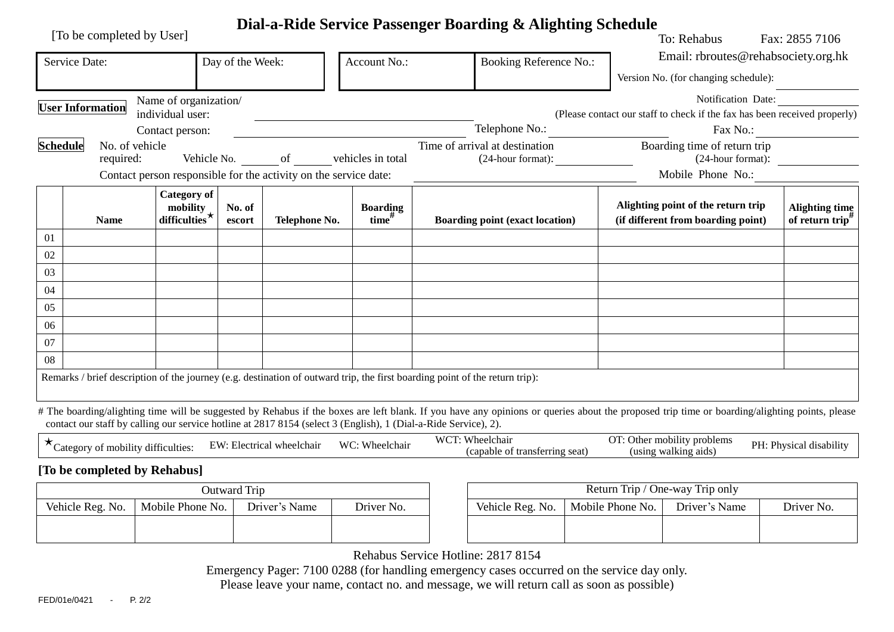# Dial-a-Ride Service Passenger Boarding & Alighting Schedule

[To be completed by User]

To: Rehabus Fax: 2855 7106

Email: rbroutes@rehabsociety.org.hk

| Service Date: | Day of the Week: | Account No.: | Booking Reference No.: |
|---|---|---|---|
| | | | |

Version No. (for changing schedule): ____________

Notification Date: ____________

(Please contact our staff to check if the fax has been received properly)

**User Information** Name of organization/ individual user: ____________

Contact person: ____________ Telephone No.: ____________ Fax No.: ____________

**Schedule** No. of vehicle required: Vehicle No. ______ of ______ vehicles in total

Time of arrival at destination (24-hour format): ____________

Boarding time of return trip (24-hour format): ____________

Contact person responsible for the activity on the service date: ____________ Mobile Phone No.: ____________

| | Name | Category of mobility difficulties★ | No. of escort | Telephone No. | Boarding time# | Boarding point (exact location) | Alighting point of the return trip (if different from boarding point) | Alighting time of return trip# |
|---|---|---|---|---|---|---|---|---|
| 01 | | | | | | | | |
| 02 | | | | | | | | |
| 03 | | | | | | | | |
| 04 | | | | | | | | |
| 05 | | | | | | | | |
| 06 | | | | | | | | |
| 07 | | | | | | | | |
| 08 | | | | | | | | |

Remarks / brief description of the journey (e.g. destination of outward trip, the first boarding point of the return trip):

# The boarding/alighting time will be suggested by Rehabus if the boxes are left blank. If you have any opinions or queries about the proposed trip time or boarding/alighting points, please contact our staff by calling our service hotline at 2817 8154 (select 3 (English), 1 (Dial-a-Ride Service), 2).

★Category of mobility difficulties: EW: Electrical wheelchair WC: Wheelchair WCT: Wheelchair (capable of transferring seat) OT: Other mobility problems (using walking aids) PH: Physical disability

**[To be completed by Rehabus]**

| Outward Trip | | | |
|---|---|---|---|
| Vehicle Reg. No. | Mobile Phone No. | Driver's Name | Driver No. |
| | | | |

| Return Trip / One-way Trip only | | | |
|---|---|---|---|
| Vehicle Reg. No. | Mobile Phone No. | Driver's Name | Driver No. |
| | | | |

Rehabus Service Hotline: 2817 8154

Emergency Pager: 7100 0288 (for handling emergency cases occurred on the service day only.

Please leave your name, contact no. and message, we will return call as soon as possible)

FED/01e/0421